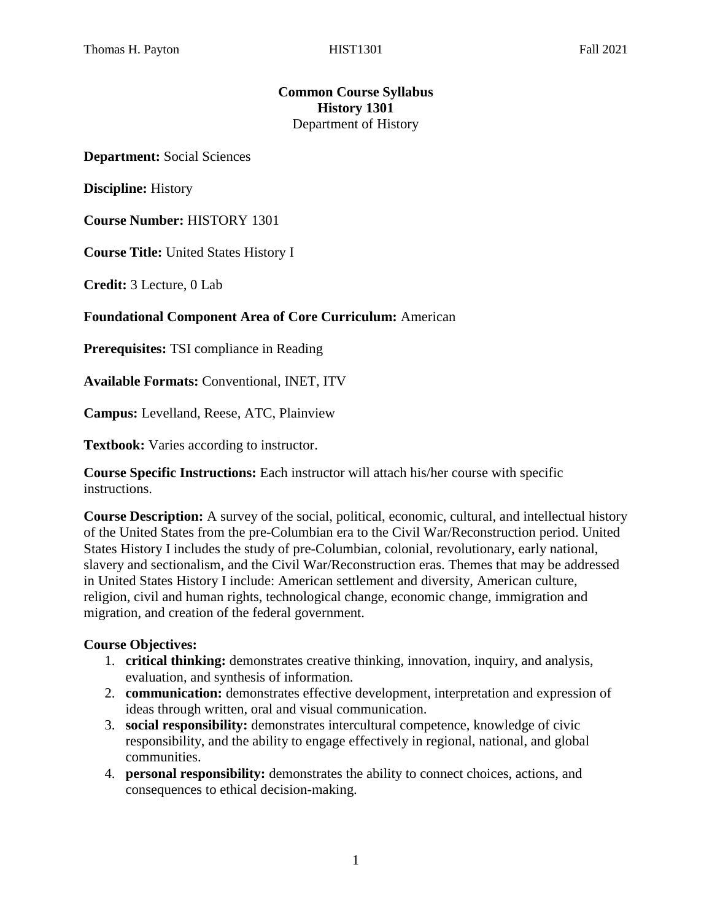# Common Course Syllabus
## History 1301
Department of History

**Department:** Social Sciences

**Discipline:** History

**Course Number:** HISTORY 1301

**Course Title:** United States History I

**Credit:** 3 Lecture, 0 Lab

**Foundational Component Area of Core Curriculum:** American

**Prerequisites:** TSI compliance in Reading

**Available Formats:** Conventional, INET, ITV

**Campus:** Levelland, Reese, ATC, Plainview

**Textbook:** Varies according to instructor.

**Course Specific Instructions:** Each instructor will attach his/her course with specific instructions.

**Course Description:** A survey of the social, political, economic, cultural, and intellectual history of the United States from the pre-Columbian era to the Civil War/Reconstruction period. United States History I includes the study of pre-Columbian, colonial, revolutionary, early national, slavery and sectionalism, and the Civil War/Reconstruction eras. Themes that may be addressed in United States History I include: American settlement and diversity, American culture, religion, civil and human rights, technological change, economic change, immigration and migration, and creation of the federal government.

**Course Objectives:**

1. **critical thinking:** demonstrates creative thinking, innovation, inquiry, and analysis, evaluation, and synthesis of information.
2. **communication:** demonstrates effective development, interpretation and expression of ideas through written, oral and visual communication.
3. **social responsibility:** demonstrates intercultural competence, knowledge of civic responsibility, and the ability to engage effectively in regional, national, and global communities.
4. **personal responsibility:** demonstrates the ability to connect choices, actions, and consequences to ethical decision-making.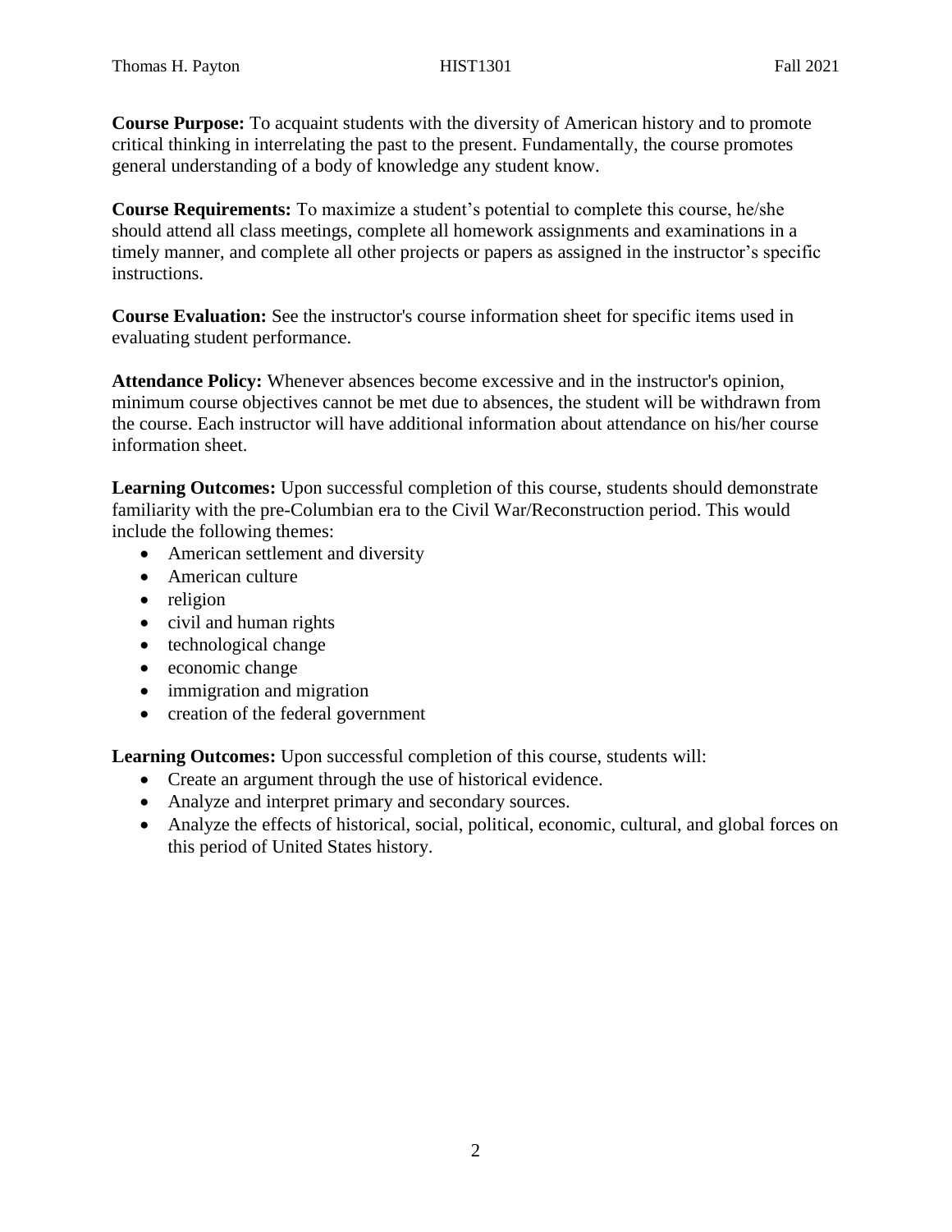**Course Purpose:** To acquaint students with the diversity of American history and to promote critical thinking in interrelating the past to the present. Fundamentally, the course promotes general understanding of a body of knowledge any student know.

**Course Requirements:** To maximize a student's potential to complete this course, he/she should attend all class meetings, complete all homework assignments and examinations in a timely manner, and complete all other projects or papers as assigned in the instructor's specific instructions.

**Course Evaluation:** See the instructor's course information sheet for specific items used in evaluating student performance.

**Attendance Policy:** Whenever absences become excessive and in the instructor's opinion, minimum course objectives cannot be met due to absences, the student will be withdrawn from the course. Each instructor will have additional information about attendance on his/her course information sheet.

**Learning Outcomes:** Upon successful completion of this course, students should demonstrate familiarity with the pre-Columbian era to the Civil War/Reconstruction period. This would include the following themes:

- American settlement and diversity
- American culture
- religion
- civil and human rights
- technological change
- economic change
- immigration and migration
- creation of the federal government

**Learning Outcomes:** Upon successful completion of this course, students will:

- Create an argument through the use of historical evidence.
- Analyze and interpret primary and secondary sources.
- Analyze the effects of historical, social, political, economic, cultural, and global forces on this period of United States history.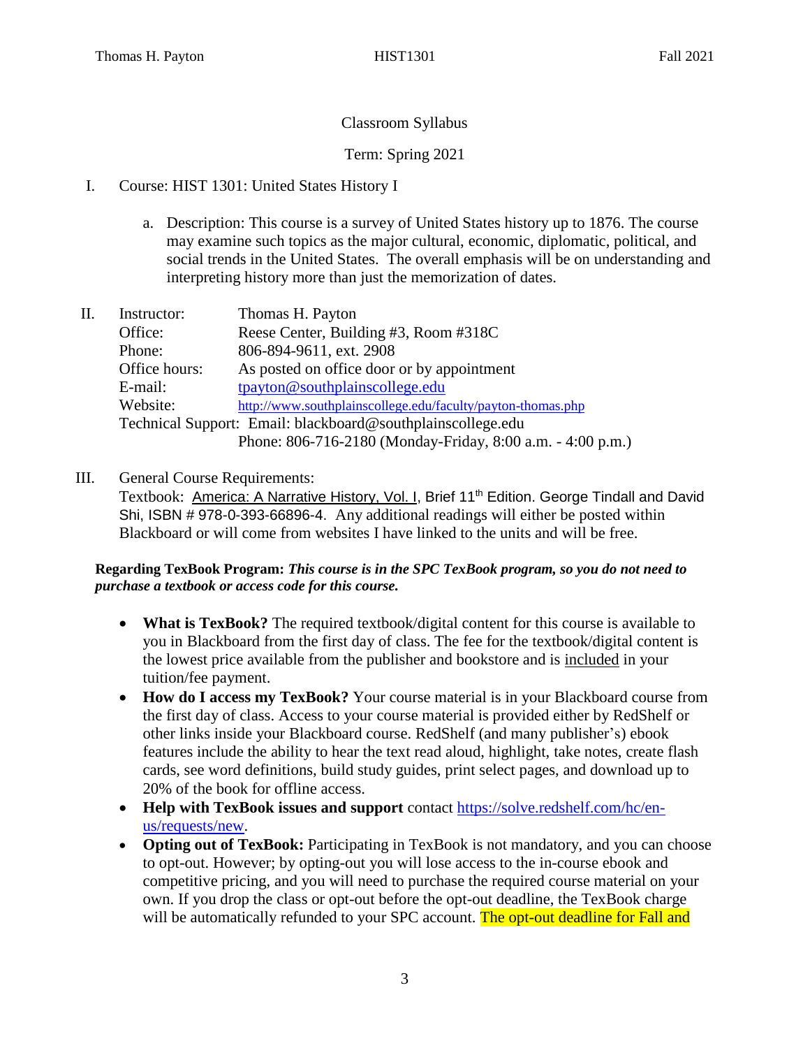Classroom Syllabus

Term: Spring 2021

I. Course: HIST 1301: United States History I

   a. Description: This course is a survey of United States history up to 1876. The course may examine such topics as the major cultural, economic, diplomatic, political, and social trends in the United States. The overall emphasis will be on understanding and interpreting history more than just the memorization of dates.

II. Instructor: Thomas H. Payton
    Office: Reese Center, Building #3, Room #318C
    Phone: 806-894-9611, ext. 2908
    Office hours: As posted on office door or by appointment
    E-mail: tpayton@southplainscollege.edu
    Website: http://www.southplainscollege.edu/faculty/payton-thomas.php
    Technical Support: Email: blackboard@southplainscollege.edu
    Phone: 806-716-2180 (Monday-Friday, 8:00 a.m. - 4:00 p.m.)

III. General Course Requirements:
    Textbook: America: A Narrative History, Vol. I, Brief 11th Edition. George Tindall and David Shi, ISBN # 978-0-393-66896-4. Any additional readings will either be posted within Blackboard or will come from websites I have linked to the units and will be free.

**Regarding TexBook Program:** ***This course is in the SPC TexBook program, so you do not need to purchase a textbook or access code for this course.***

- **What is TexBook?** The required textbook/digital content for this course is available to you in Blackboard from the first day of class. The fee for the textbook/digital content is the lowest price available from the publisher and bookstore and is included in your tuition/fee payment.
- **How do I access my TexBook?** Your course material is in your Blackboard course from the first day of class. Access to your course material is provided either by RedShelf or other links inside your Blackboard course. RedShelf (and many publisher's) ebook features include the ability to hear the text read aloud, highlight, take notes, create flash cards, see word definitions, build study guides, print select pages, and download up to 20% of the book for offline access.
- **Help with TexBook issues and support** contact https://solve.redshelf.com/hc/en-us/requests/new.
- **Opting out of TexBook:** Participating in TexBook is not mandatory, and you can choose to opt-out. However; by opting-out you will lose access to the in-course ebook and competitive pricing, and you will need to purchase the required course material on your own. If you drop the class or opt-out before the opt-out deadline, the TexBook charge will be automatically refunded to your SPC account. The opt-out deadline for Fall and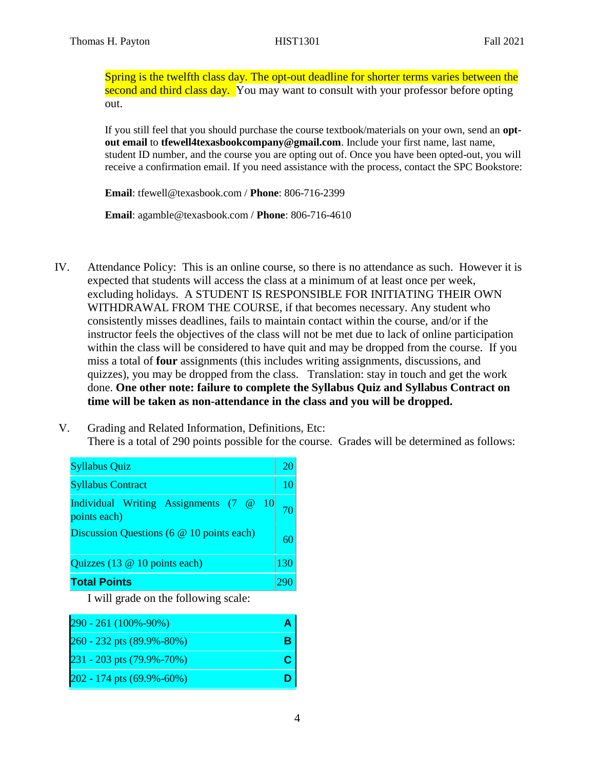Spring is the twelfth class day. The opt-out deadline for shorter terms varies between the second and third class day. You may want to consult with your professor before opting out.

If you still feel that you should purchase the course textbook/materials on your own, send an **opt-out email** to **tfewell4texasbookcompany@gmail.com**. Include your first name, last name, student ID number, and the course you are opting out of. Once you have been opted-out, you will receive a confirmation email. If you need assistance with the process, contact the SPC Bookstore:

**Email**: tfewell@texasbook.com / **Phone**: 806-716-2399

**Email**: agamble@texasbook.com / **Phone**: 806-716-4610

IV. Attendance Policy: This is an online course, so there is no attendance as such. However it is expected that students will access the class at a minimum of at least once per week, excluding holidays. A STUDENT IS RESPONSIBLE FOR INITIATING THEIR OWN WITHDRAWAL FROM THE COURSE, if that becomes necessary. Any student who consistently misses deadlines, fails to maintain contact within the course, and/or if the instructor feels the objectives of the class will not be met due to lack of online participation within the class will be considered to have quit and may be dropped from the course. If you miss a total of **four** assignments (this includes writing assignments, discussions, and quizzes), you may be dropped from the class. Translation: stay in touch and get the work done. **One other note: failure to complete the Syllabus Quiz and Syllabus Contract on time will be taken as non-attendance in the class and you will be dropped.**

V. Grading and Related Information, Definitions, Etc:
There is a total of 290 points possible for the course. Grades will be determined as follows:

| Item | Points |
|---|---|
| Syllabus Quiz | 20 |
| Syllabus Contract | 10 |
| Individual Writing Assignments (7 @ 10 points each) | 70 |
| Discussion Questions (6 @ 10 points each) | 60 |
| Quizzes (13 @ 10 points each) | 130 |
| **Total Points** | 290 |

I will grade on the following scale:

| Points | Grade |
|---|---|
| 290 - 261 (100%-90%) | **A** |
| 260 - 232 pts (89.9%-80%) | **B** |
| 231 - 203 pts (79.9%-70%) | **C** |
| 202 - 174 pts (69.9%-60%) | **D** |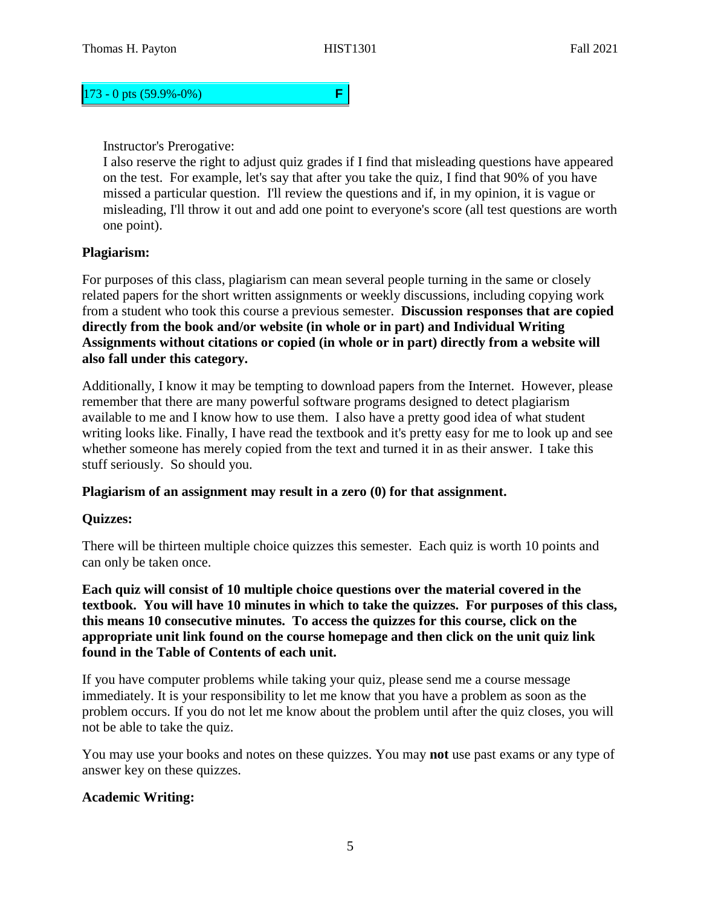| 173 - 0 pts (59.9%-0%) | F |
|---|---|

Instructor's Prerogative:
I also reserve the right to adjust quiz grades if I find that misleading questions have appeared on the test. For example, let's say that after you take the quiz, I find that 90% of you have missed a particular question. I'll review the questions and if, in my opinion, it is vague or misleading, I'll throw it out and add one point to everyone's score (all test questions are worth one point).

**Plagiarism:**

For purposes of this class, plagiarism can mean several people turning in the same or closely related papers for the short written assignments or weekly discussions, including copying work from a student who took this course a previous semester. **Discussion responses that are copied directly from the book and/or website (in whole or in part) and Individual Writing Assignments without citations or copied (in whole or in part) directly from a website will also fall under this category.**

Additionally, I know it may be tempting to download papers from the Internet. However, please remember that there are many powerful software programs designed to detect plagiarism available to me and I know how to use them. I also have a pretty good idea of what student writing looks like. Finally, I have read the textbook and it's pretty easy for me to look up and see whether someone has merely copied from the text and turned it in as their answer. I take this stuff seriously. So should you.

**Plagiarism of an assignment may result in a zero (0) for that assignment.**

**Quizzes:**

There will be thirteen multiple choice quizzes this semester. Each quiz is worth 10 points and can only be taken once.

**Each quiz will consist of 10 multiple choice questions over the material covered in the textbook. You will have 10 minutes in which to take the quizzes. For purposes of this class, this means 10 consecutive minutes. To access the quizzes for this course, click on the appropriate unit link found on the course homepage and then click on the unit quiz link found in the Table of Contents of each unit.**

If you have computer problems while taking your quiz, please send me a course message immediately. It is your responsibility to let me know that you have a problem as soon as the problem occurs. If you do not let me know about the problem until after the quiz closes, you will not be able to take the quiz.

You may use your books and notes on these quizzes. You may **not** use past exams or any type of answer key on these quizzes.

**Academic Writing:**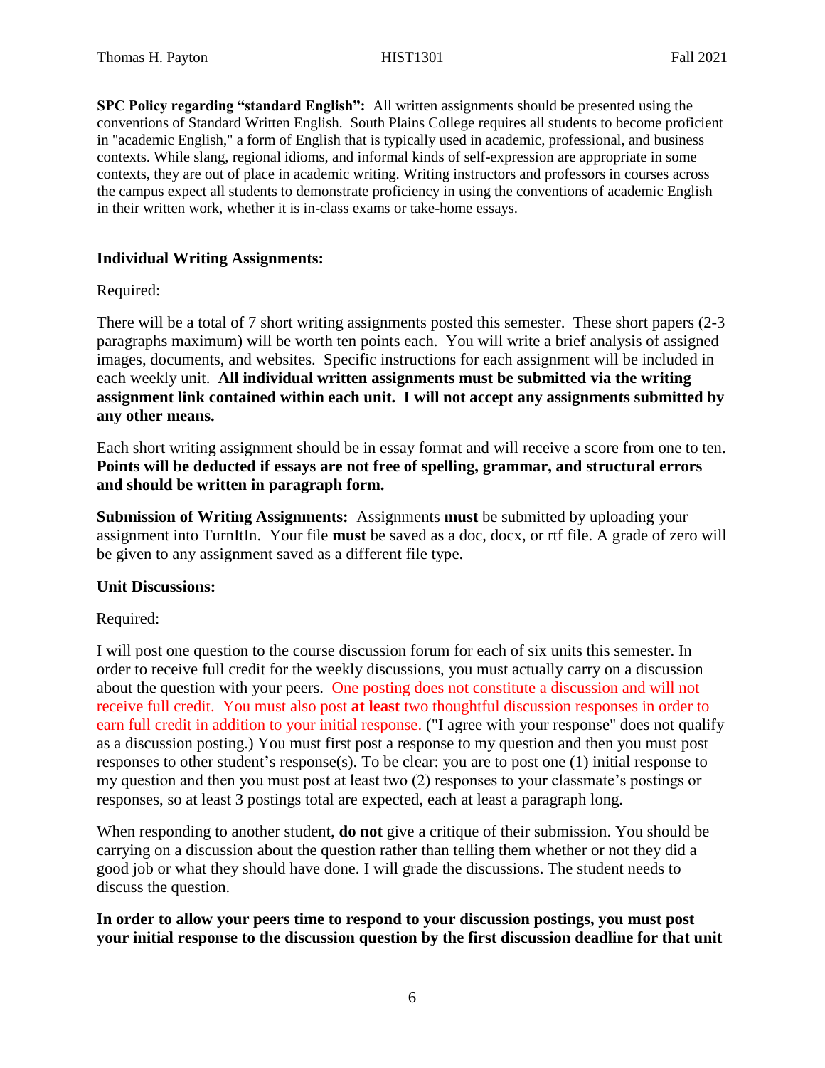**SPC Policy regarding "standard English":** All written assignments should be presented using the conventions of Standard Written English. South Plains College requires all students to become proficient in "academic English," a form of English that is typically used in academic, professional, and business contexts. While slang, regional idioms, and informal kinds of self-expression are appropriate in some contexts, they are out of place in academic writing. Writing instructors and professors in courses across the campus expect all students to demonstrate proficiency in using the conventions of academic English in their written work, whether it is in-class exams or take-home essays.

### Individual Writing Assignments:

Required:

There will be a total of 7 short writing assignments posted this semester. These short papers (2-3 paragraphs maximum) will be worth ten points each. You will write a brief analysis of assigned images, documents, and websites. Specific instructions for each assignment will be included in each weekly unit. **All individual written assignments must be submitted via the writing assignment link contained within each unit. I will not accept any assignments submitted by any other means.**

Each short writing assignment should be in essay format and will receive a score from one to ten. **Points will be deducted if essays are not free of spelling, grammar, and structural errors and should be written in paragraph form.**

**Submission of Writing Assignments:** Assignments **must** be submitted by uploading your assignment into TurnItIn. Your file **must** be saved as a doc, docx, or rtf file. A grade of zero will be given to any assignment saved as a different file type.

### Unit Discussions:

Required:

I will post one question to the course discussion forum for each of six units this semester. In order to receive full credit for the weekly discussions, you must actually carry on a discussion about the question with your peers. One posting does not constitute a discussion and will not receive full credit. You must also post **at least** two thoughtful discussion responses in order to earn full credit in addition to your initial response. ("I agree with your response" does not qualify as a discussion posting.) You must first post a response to my question and then you must post responses to other student's response(s). To be clear: you are to post one (1) initial response to my question and then you must post at least two (2) responses to your classmate's postings or responses, so at least 3 postings total are expected, each at least a paragraph long.

When responding to another student, **do not** give a critique of their submission. You should be carrying on a discussion about the question rather than telling them whether or not they did a good job or what they should have done. I will grade the discussions. The student needs to discuss the question.

**In order to allow your peers time to respond to your discussion postings, you must post your initial response to the discussion question by the first discussion deadline for that unit**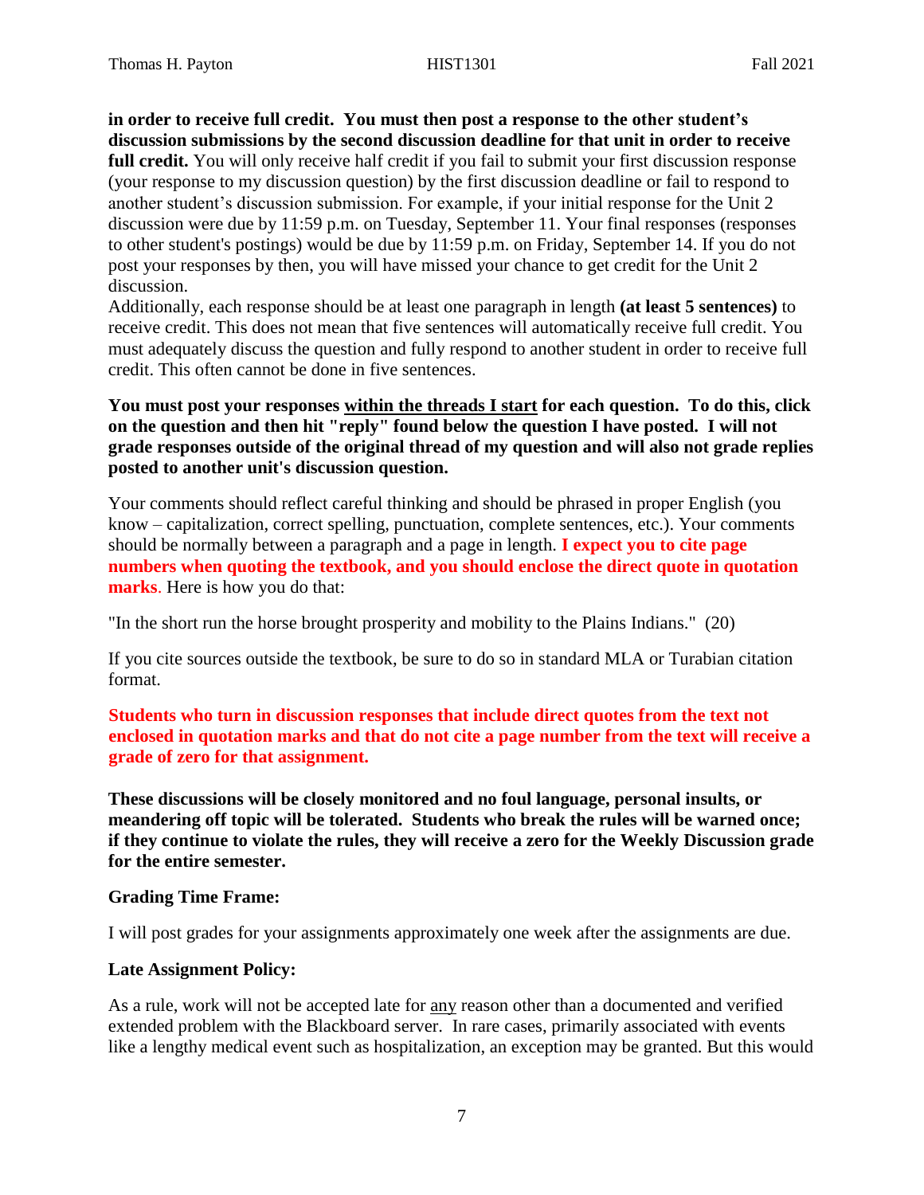**in order to receive full credit. You must then post a response to the other student's discussion submissions by the second discussion deadline for that unit in order to receive full credit.** You will only receive half credit if you fail to submit your first discussion response (your response to my discussion question) by the first discussion deadline or fail to respond to another student's discussion submission. For example, if your initial response for the Unit 2 discussion were due by 11:59 p.m. on Tuesday, September 11. Your final responses (responses to other student's postings) would be due by 11:59 p.m. on Friday, September 14. If you do not post your responses by then, you will have missed your chance to get credit for the Unit 2 discussion.

Additionally, each response should be at least one paragraph in length **(at least 5 sentences)** to receive credit. This does not mean that five sentences will automatically receive full credit. You must adequately discuss the question and fully respond to another student in order to receive full credit. This often cannot be done in five sentences.

**You must post your responses <u>within the threads I start</u> for each question. To do this, click on the question and then hit "reply" found below the question I have posted. I will not grade responses outside of the original thread of my question and will also not grade replies posted to another unit's discussion question.**

Your comments should reflect careful thinking and should be phrased in proper English (you know – capitalization, correct spelling, punctuation, complete sentences, etc.). Your comments should be normally between a paragraph and a page in length. **I expect you to cite page numbers when quoting the textbook, and you should enclose the direct quote in quotation marks**. Here is how you do that:

"In the short run the horse brought prosperity and mobility to the Plains Indians." (20)

If you cite sources outside the textbook, be sure to do so in standard MLA or Turabian citation format.

**Students who turn in discussion responses that include direct quotes from the text not enclosed in quotation marks and that do not cite a page number from the text will receive a grade of zero for that assignment.**

**These discussions will be closely monitored and no foul language, personal insults, or meandering off topic will be tolerated. Students who break the rules will be warned once; if they continue to violate the rules, they will receive a zero for the Weekly Discussion grade for the entire semester.**

**Grading Time Frame:**

I will post grades for your assignments approximately one week after the assignments are due.

**Late Assignment Policy:**

As a rule, work will not be accepted late for <u>any</u> reason other than a documented and verified extended problem with the Blackboard server. In rare cases, primarily associated with events like a lengthy medical event such as hospitalization, an exception may be granted. But this would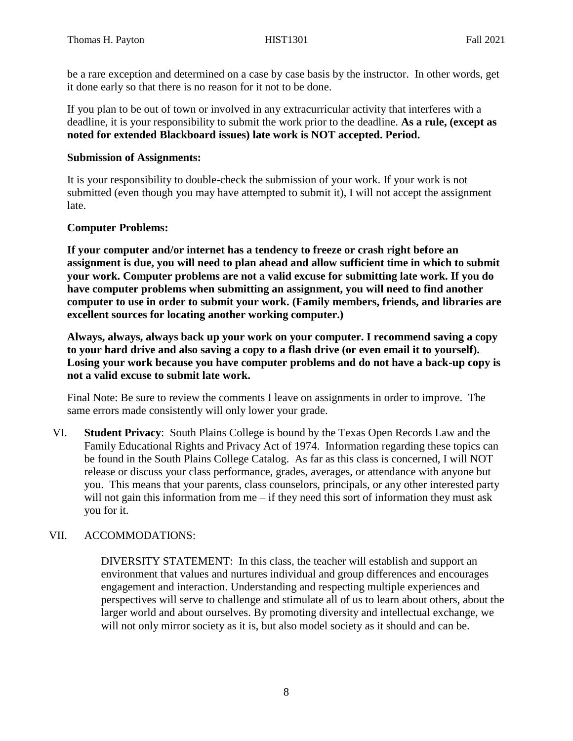be a rare exception and determined on a case by case basis by the instructor. In other words, get it done early so that there is no reason for it not to be done.

If you plan to be out of town or involved in any extracurricular activity that interferes with a deadline, it is your responsibility to submit the work prior to the deadline. **As a rule, (except as noted for extended Blackboard issues) late work is NOT accepted. Period.**

**Submission of Assignments:**

It is your responsibility to double-check the submission of your work. If your work is not submitted (even though you may have attempted to submit it), I will not accept the assignment late.

**Computer Problems:**

**If your computer and/or internet has a tendency to freeze or crash right before an assignment is due, you will need to plan ahead and allow sufficient time in which to submit your work. Computer problems are not a valid excuse for submitting late work. If you do have computer problems when submitting an assignment, you will need to find another computer to use in order to submit your work. (Family members, friends, and libraries are excellent sources for locating another working computer.)**

**Always, always, always back up your work on your computer. I recommend saving a copy to your hard drive and also saving a copy to a flash drive (or even email it to yourself). Losing your work because you have computer problems and do not have a back-up copy is not a valid excuse to submit late work.**

Final Note: Be sure to review the comments I leave on assignments in order to improve. The same errors made consistently will only lower your grade.

VI. **Student Privacy**: South Plains College is bound by the Texas Open Records Law and the Family Educational Rights and Privacy Act of 1974. Information regarding these topics can be found in the South Plains College Catalog. As far as this class is concerned, I will NOT release or discuss your class performance, grades, averages, or attendance with anyone but you. This means that your parents, class counselors, principals, or any other interested party will not gain this information from me – if they need this sort of information they must ask you for it.

VII. ACCOMMODATIONS:

DIVERSITY STATEMENT: In this class, the teacher will establish and support an environment that values and nurtures individual and group differences and encourages engagement and interaction. Understanding and respecting multiple experiences and perspectives will serve to challenge and stimulate all of us to learn about others, about the larger world and about ourselves. By promoting diversity and intellectual exchange, we will not only mirror society as it is, but also model society as it should and can be.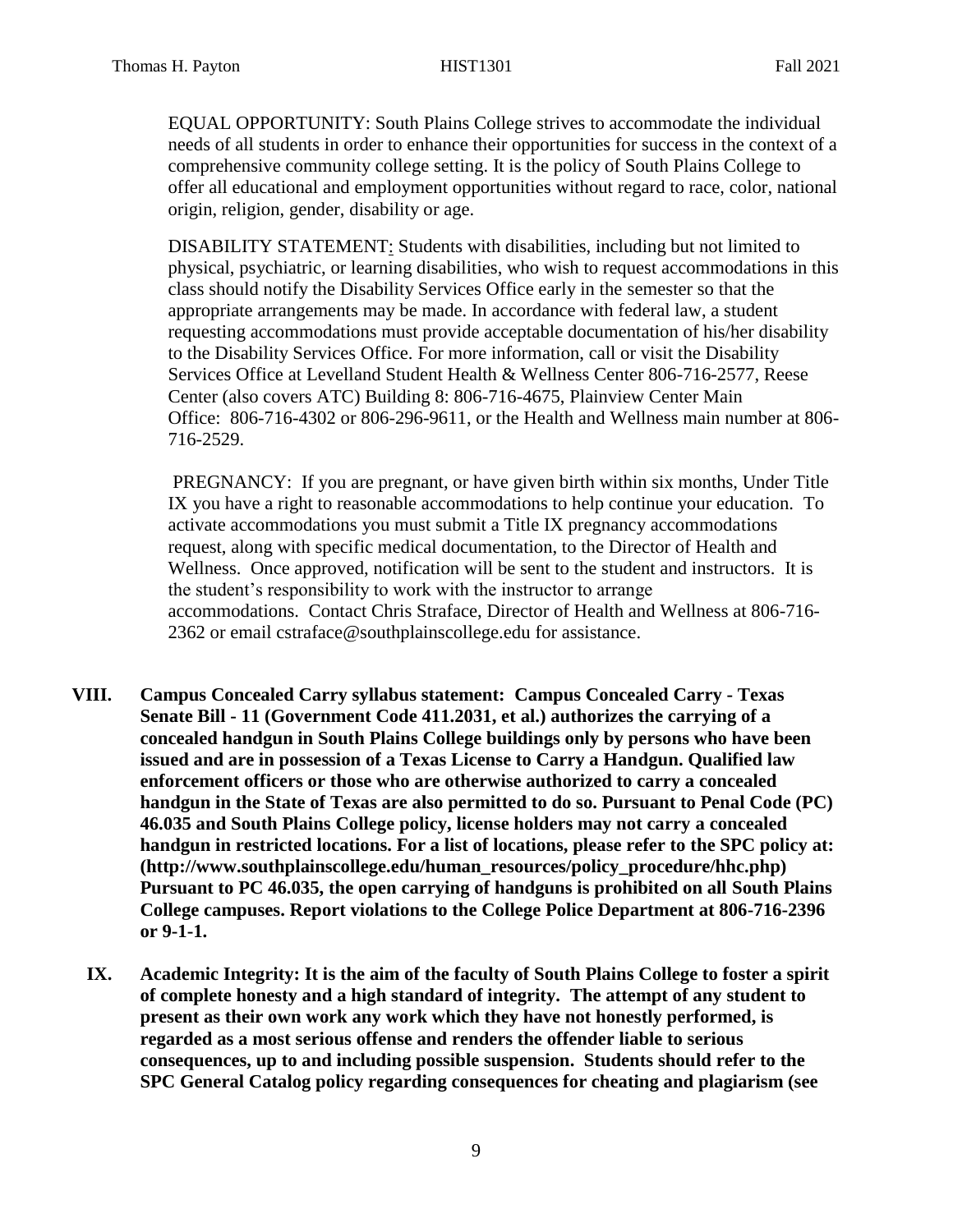EQUAL OPPORTUNITY: South Plains College strives to accommodate the individual needs of all students in order to enhance their opportunities for success in the context of a comprehensive community college setting. It is the policy of South Plains College to offer all educational and employment opportunities without regard to race, color, national origin, religion, gender, disability or age.

DISABILITY STATEMENT: Students with disabilities, including but not limited to physical, psychiatric, or learning disabilities, who wish to request accommodations in this class should notify the Disability Services Office early in the semester so that the appropriate arrangements may be made. In accordance with federal law, a student requesting accommodations must provide acceptable documentation of his/her disability to the Disability Services Office. For more information, call or visit the Disability Services Office at Levelland Student Health & Wellness Center 806-716-2577, Reese Center (also covers ATC) Building 8: 806-716-4675, Plainview Center Main Office: 806-716-4302 or 806-296-9611, or the Health and Wellness main number at 806-716-2529.

PREGNANCY: If you are pregnant, or have given birth within six months, Under Title IX you have a right to reasonable accommodations to help continue your education. To activate accommodations you must submit a Title IX pregnancy accommodations request, along with specific medical documentation, to the Director of Health and Wellness. Once approved, notification will be sent to the student and instructors. It is the student's responsibility to work with the instructor to arrange accommodations. Contact Chris Straface, Director of Health and Wellness at 806-716-2362 or email cstraface@southplainscollege.edu for assistance.

**VIII. Campus Concealed Carry syllabus statement: Campus Concealed Carry - Texas Senate Bill - 11 (Government Code 411.2031, et al.) authorizes the carrying of a concealed handgun in South Plains College buildings only by persons who have been issued and are in possession of a Texas License to Carry a Handgun. Qualified law enforcement officers or those who are otherwise authorized to carry a concealed handgun in the State of Texas are also permitted to do so. Pursuant to Penal Code (PC) 46.035 and South Plains College policy, license holders may not carry a concealed handgun in restricted locations. For a list of locations, please refer to the SPC policy at: (http://www.southplainscollege.edu/human_resources/policy_procedure/hhc.php) Pursuant to PC 46.035, the open carrying of handguns is prohibited on all South Plains College campuses. Report violations to the College Police Department at 806-716-2396 or 9-1-1.**

**IX. Academic Integrity: It is the aim of the faculty of South Plains College to foster a spirit of complete honesty and a high standard of integrity. The attempt of any student to present as their own work any work which they have not honestly performed, is regarded as a most serious offense and renders the offender liable to serious consequences, up to and including possible suspension. Students should refer to the SPC General Catalog policy regarding consequences for cheating and plagiarism (see**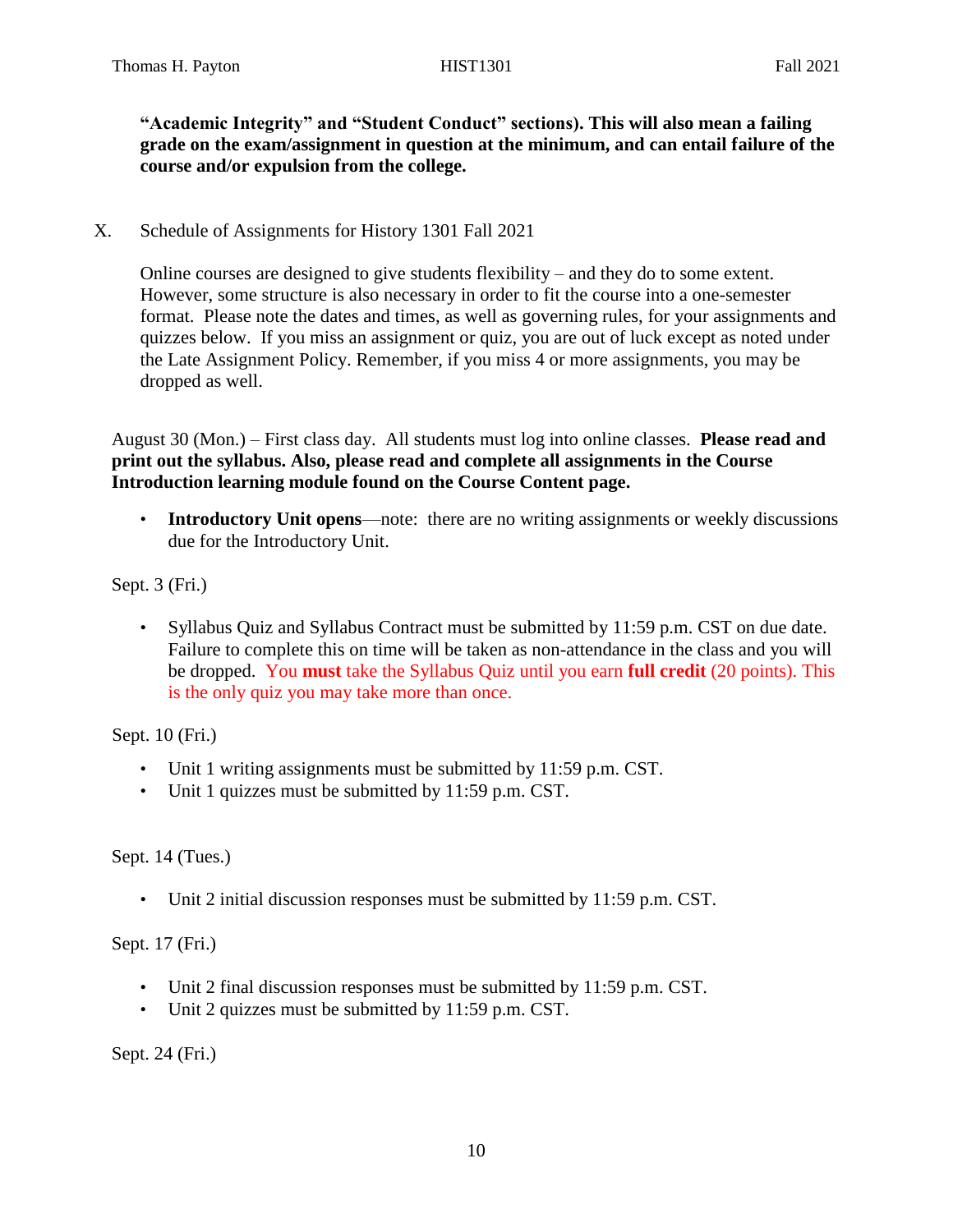**"Academic Integrity" and "Student Conduct" sections). This will also mean a failing grade on the exam/assignment in question at the minimum, and can entail failure of the course and/or expulsion from the college.**

X. Schedule of Assignments for History 1301 Fall 2021

Online courses are designed to give students flexibility – and they do to some extent. However, some structure is also necessary in order to fit the course into a one-semester format. Please note the dates and times, as well as governing rules, for your assignments and quizzes below. If you miss an assignment or quiz, you are out of luck except as noted under the Late Assignment Policy. Remember, if you miss 4 or more assignments, you may be dropped as well.

August 30 (Mon.) – First class day. All students must log into online classes. **Please read and print out the syllabus. Also, please read and complete all assignments in the Course Introduction learning module found on the Course Content page.**

- **Introductory Unit opens**—note: there are no writing assignments or weekly discussions due for the Introductory Unit.

Sept. 3 (Fri.)

- Syllabus Quiz and Syllabus Contract must be submitted by 11:59 p.m. CST on due date. Failure to complete this on time will be taken as non-attendance in the class and you will be dropped. You **must** take the Syllabus Quiz until you earn **full credit** (20 points). This is the only quiz you may take more than once.

Sept. 10 (Fri.)

- Unit 1 writing assignments must be submitted by 11:59 p.m. CST.
- Unit 1 quizzes must be submitted by 11:59 p.m. CST.

Sept. 14 (Tues.)

- Unit 2 initial discussion responses must be submitted by 11:59 p.m. CST.

Sept. 17 (Fri.)

- Unit 2 final discussion responses must be submitted by 11:59 p.m. CST.
- Unit 2 quizzes must be submitted by 11:59 p.m. CST.

Sept. 24 (Fri.)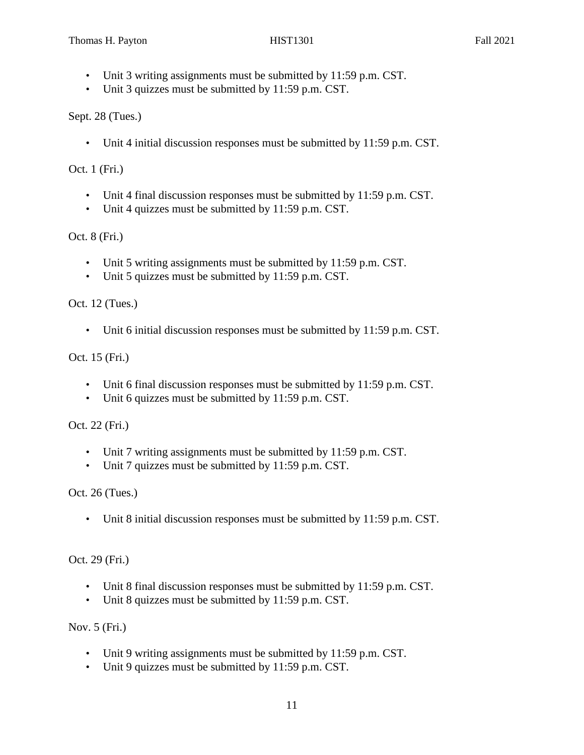- Unit 3 writing assignments must be submitted by 11:59 p.m. CST.
- Unit 3 quizzes must be submitted by 11:59 p.m. CST.

Sept. 28 (Tues.)

- Unit 4 initial discussion responses must be submitted by 11:59 p.m. CST.

Oct. 1 (Fri.)

- Unit 4 final discussion responses must be submitted by 11:59 p.m. CST.
- Unit 4 quizzes must be submitted by 11:59 p.m. CST.

Oct. 8 (Fri.)

- Unit 5 writing assignments must be submitted by 11:59 p.m. CST.
- Unit 5 quizzes must be submitted by 11:59 p.m. CST.

Oct. 12 (Tues.)

- Unit 6 initial discussion responses must be submitted by 11:59 p.m. CST.

Oct. 15 (Fri.)

- Unit 6 final discussion responses must be submitted by 11:59 p.m. CST.
- Unit 6 quizzes must be submitted by 11:59 p.m. CST.

Oct. 22 (Fri.)

- Unit 7 writing assignments must be submitted by 11:59 p.m. CST.
- Unit 7 quizzes must be submitted by 11:59 p.m. CST.

Oct. 26 (Tues.)

- Unit 8 initial discussion responses must be submitted by 11:59 p.m. CST.

Oct. 29 (Fri.)

- Unit 8 final discussion responses must be submitted by 11:59 p.m. CST.
- Unit 8 quizzes must be submitted by 11:59 p.m. CST.

Nov. 5 (Fri.)

- Unit 9 writing assignments must be submitted by 11:59 p.m. CST.
- Unit 9 quizzes must be submitted by 11:59 p.m. CST.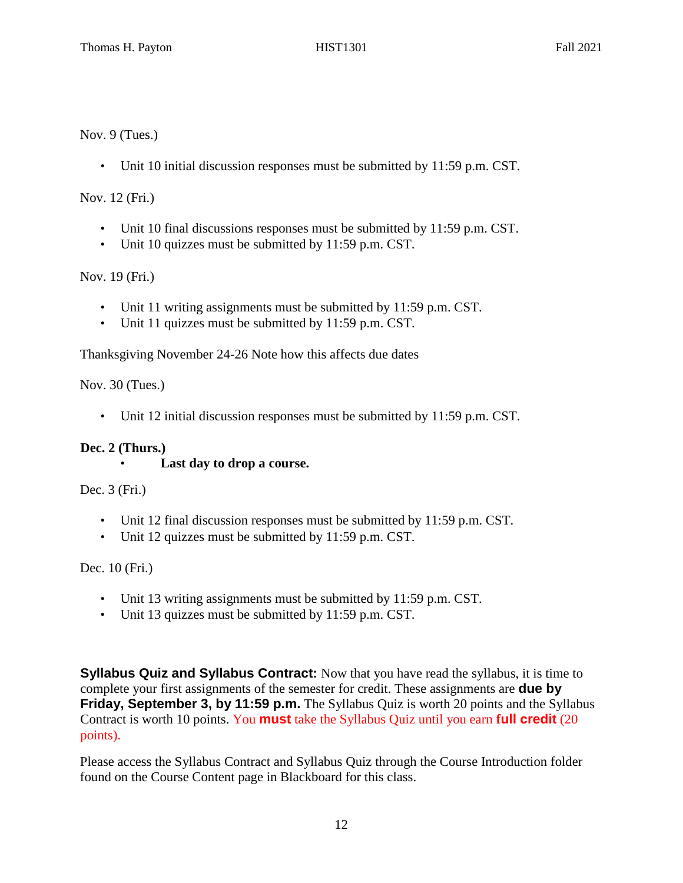Nov. 9 (Tues.)

- Unit 10 initial discussion responses must be submitted by 11:59 p.m. CST.

Nov. 12 (Fri.)

- Unit 10 final discussions responses must be submitted by 11:59 p.m. CST.
- Unit 10 quizzes must be submitted by 11:59 p.m. CST.

Nov. 19 (Fri.)

- Unit 11 writing assignments must be submitted by 11:59 p.m. CST.
- Unit 11 quizzes must be submitted by 11:59 p.m. CST.

Thanksgiving November 24-26 Note how this affects due dates

Nov. 30 (Tues.)

- Unit 12 initial discussion responses must be submitted by 11:59 p.m. CST.

**Dec. 2 (Thurs.)**

- **Last day to drop a course.**

Dec. 3 (Fri.)

- Unit 12 final discussion responses must be submitted by 11:59 p.m. CST.
- Unit 12 quizzes must be submitted by 11:59 p.m. CST.

Dec. 10 (Fri.)

- Unit 13 writing assignments must be submitted by 11:59 p.m. CST.
- Unit 13 quizzes must be submitted by 11:59 p.m. CST.

**Syllabus Quiz and Syllabus Contract:** Now that you have read the syllabus, it is time to complete your first assignments of the semester for credit. These assignments are **due by Friday, September 3, by 11:59 p.m.** The Syllabus Quiz is worth 20 points and the Syllabus Contract is worth 10 points. You **must** take the Syllabus Quiz until you earn **full credit** (20 points).

Please access the Syllabus Contract and Syllabus Quiz through the Course Introduction folder found on the Course Content page in Blackboard for this class.